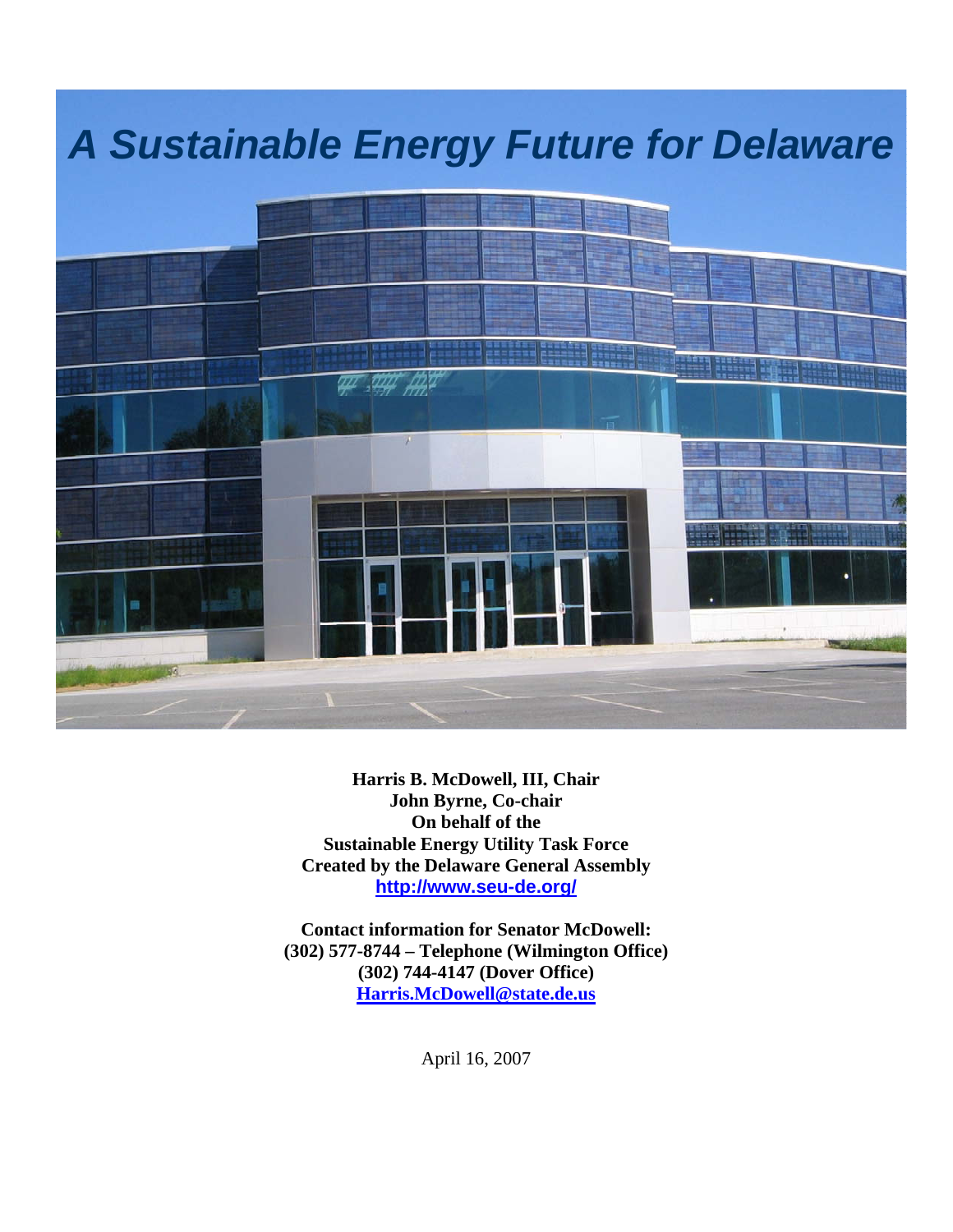# *A Sustainable Energy Future for Delaware*

**Harris B. McDowell, III, Chair**
**John Byrne, Co-chair**
**On behalf of the**
**Sustainable Energy Utility Task Force**
**Created by the Delaware General Assembly**
**http://www.seu-de.org/**

**Contact information for Senator McDowell:**
**(302) 577-8744 – Telephone (Wilmington Office)**
**(302) 744-4147 (Dover Office)**
**Harris.McDowell@state.de.us**

April 16, 2007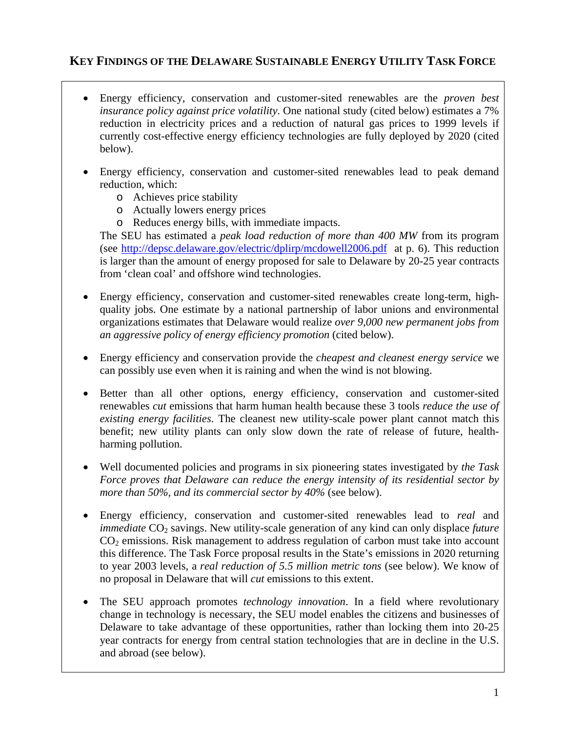## KEY FINDINGS OF THE DELAWARE SUSTAINABLE ENERGY UTILITY TASK FORCE

- Energy efficiency, conservation and customer-sited renewables are the *proven best insurance policy against price volatility*. One national study (cited below) estimates a 7% reduction in electricity prices and a reduction of natural gas prices to 1999 levels if currently cost-effective energy efficiency technologies are fully deployed by 2020 (cited below).

- Energy efficiency, conservation and customer-sited renewables lead to peak demand reduction, which:
  - Achieves price stability
  - Actually lowers energy prices
  - Reduces energy bills, with immediate impacts.

  The SEU has estimated a *peak load reduction of more than 400 MW* from its program (see http://depsc.delaware.gov/electric/dplirp/mcdowell2006.pdf at p. 6). This reduction is larger than the amount of energy proposed for sale to Delaware by 20-25 year contracts from 'clean coal' and offshore wind technologies.

- Energy efficiency, conservation and customer-sited renewables create long-term, high-quality jobs. One estimate by a national partnership of labor unions and environmental organizations estimates that Delaware would realize *over 9,000 new permanent jobs from an aggressive policy of energy efficiency promotion* (cited below).

- Energy efficiency and conservation provide the *cheapest and cleanest energy service* we can possibly use even when it is raining and when the wind is not blowing.

- Better than all other options, energy efficiency, conservation and customer-sited renewables *cut* emissions that harm human health because these 3 tools *reduce the use of existing energy facilities*. The cleanest new utility-scale power plant cannot match this benefit; new utility plants can only slow down the rate of release of future, health-harming pollution.

- Well documented policies and programs in six pioneering states investigated by *the Task Force proves that Delaware can reduce the energy intensity of its residential sector by more than 50%, and its commercial sector by 40%* (see below).

- Energy efficiency, conservation and customer-sited renewables lead to *real* and *immediate* $CO_2$ savings. New utility-scale generation of any kind can only displace *future* $CO_2$ emissions. Risk management to address regulation of carbon must take into account this difference. The Task Force proposal results in the State's emissions in 2020 returning to year 2003 levels, a *real reduction of 5.5 million metric tons* (see below). We know of no proposal in Delaware that will *cut* emissions to this extent.

- The SEU approach promotes *technology innovation*. In a field where revolutionary change in technology is necessary, the SEU model enables the citizens and businesses of Delaware to take advantage of these opportunities, rather than locking them into 20-25 year contracts for energy from central station technologies that are in decline in the U.S. and abroad (see below).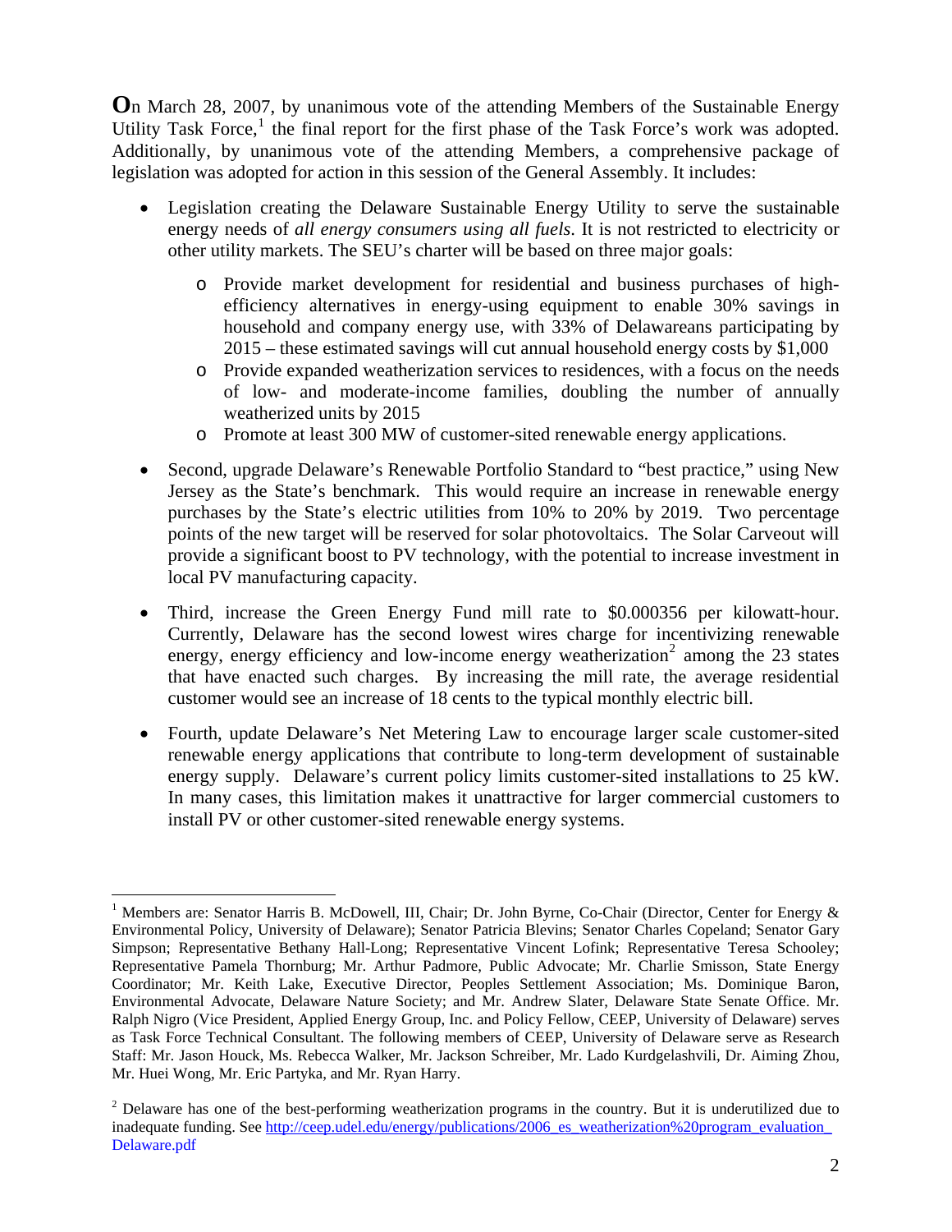**O**n March 28, 2007, by unanimous vote of the attending Members of the Sustainable Energy Utility Task Force,[1] the final report for the first phase of the Task Force's work was adopted. Additionally, by unanimous vote of the attending Members, a comprehensive package of legislation was adopted for action in this session of the General Assembly. It includes:

- Legislation creating the Delaware Sustainable Energy Utility to serve the sustainable energy needs of *all energy consumers using all fuels*. It is not restricted to electricity or other utility markets. The SEU's charter will be based on three major goals:
    - Provide market development for residential and business purchases of high-efficiency alternatives in energy-using equipment to enable 30% savings in household and company energy use, with 33% of Delawareans participating by 2015 – these estimated savings will cut annual household energy costs by $1,000
    - Provide expanded weatherization services to residences, with a focus on the needs of low- and moderate-income families, doubling the number of annually weatherized units by 2015
    - Promote at least 300 MW of customer-sited renewable energy applications.

- Second, upgrade Delaware's Renewable Portfolio Standard to "best practice," using New Jersey as the State's benchmark. This would require an increase in renewable energy purchases by the State's electric utilities from 10% to 20% by 2019. Two percentage points of the new target will be reserved for solar photovoltaics. The Solar Carveout will provide a significant boost to PV technology, with the potential to increase investment in local PV manufacturing capacity.

- Third, increase the Green Energy Fund mill rate to $0.000356 per kilowatt-hour. Currently, Delaware has the second lowest wires charge for incentivizing renewable energy, energy efficiency and low-income energy weatherization[2] among the 23 states that have enacted such charges. By increasing the mill rate, the average residential customer would see an increase of 18 cents to the typical monthly electric bill.

- Fourth, update Delaware's Net Metering Law to encourage larger scale customer-sited renewable energy applications that contribute to long-term development of sustainable energy supply. Delaware's current policy limits customer-sited installations to 25 kW. In many cases, this limitation makes it unattractive for larger commercial customers to install PV or other customer-sited renewable energy systems.

---

[1] Members are: Senator Harris B. McDowell, III, Chair; Dr. John Byrne, Co-Chair (Director, Center for Energy & Environmental Policy, University of Delaware); Senator Patricia Blevins; Senator Charles Copeland; Senator Gary Simpson; Representative Bethany Hall-Long; Representative Vincent Lofink; Representative Teresa Schooley; Representative Pamela Thornburg; Mr. Arthur Padmore, Public Advocate; Mr. Charlie Smisson, State Energy Coordinator; Mr. Keith Lake, Executive Director, Peoples Settlement Association; Ms. Dominique Baron, Environmental Advocate, Delaware Nature Society; and Mr. Andrew Slater, Delaware State Senate Office. Mr. Ralph Nigro (Vice President, Applied Energy Group, Inc. and Policy Fellow, CEEP, University of Delaware) serves as Task Force Technical Consultant. The following members of CEEP, University of Delaware serve as Research Staff: Mr. Jason Houck, Ms. Rebecca Walker, Mr. Jackson Schreiber, Mr. Lado Kurdgelashvili, Dr. Aiming Zhou, Mr. Huei Wong, Mr. Eric Partyka, and Mr. Ryan Harry.

[2] Delaware has one of the best-performing weatherization programs in the country. But it is underutilized due to inadequate funding. See http://ceep.udel.edu/energy/publications/2006_es_weatherization%20program_evaluation_Delaware.pdf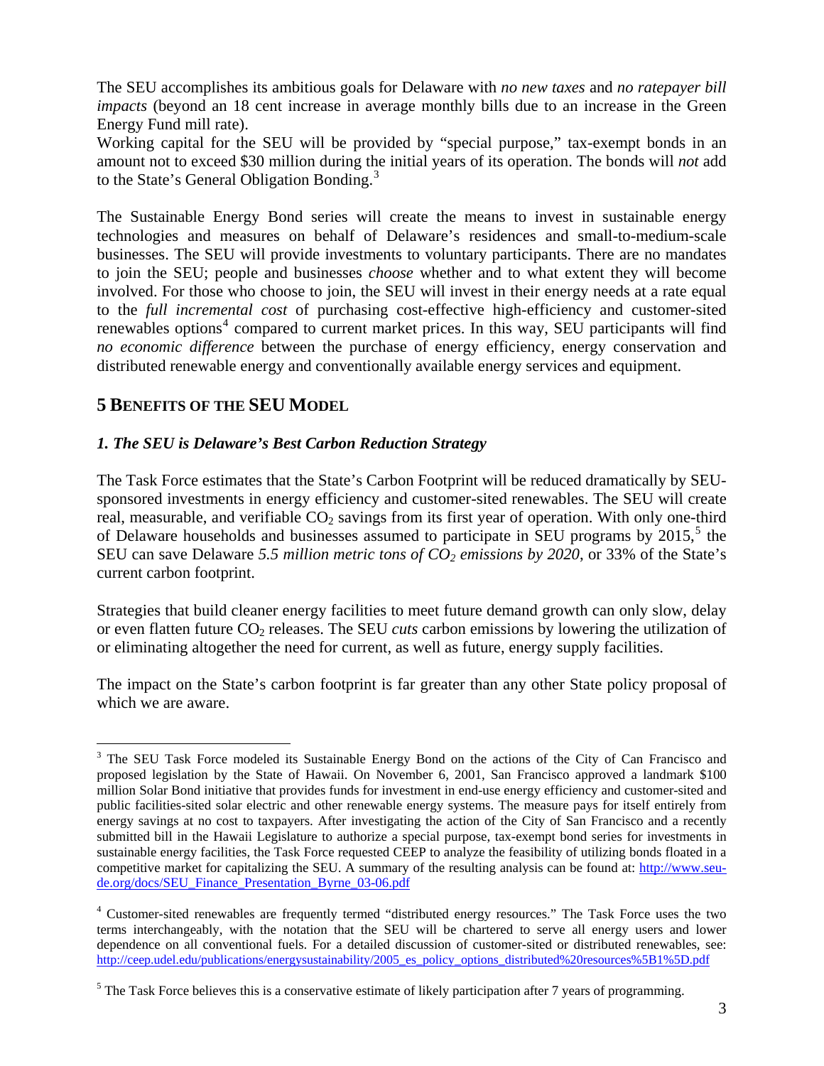The SEU accomplishes its ambitious goals for Delaware with *no new taxes* and *no ratepayer bill impacts* (beyond an 18 cent increase in average monthly bills due to an increase in the Green Energy Fund mill rate).
Working capital for the SEU will be provided by "special purpose," tax-exempt bonds in an amount not to exceed $30 million during the initial years of its operation. The bonds will *not* add to the State's General Obligation Bonding.[3]

The Sustainable Energy Bond series will create the means to invest in sustainable energy technologies and measures on behalf of Delaware's residences and small-to-medium-scale businesses. The SEU will provide investments to voluntary participants. There are no mandates to join the SEU; people and businesses *choose* whether and to what extent they will become involved. For those who choose to join, the SEU will invest in their energy needs at a rate equal to the *full incremental cost* of purchasing cost-effective high-efficiency and customer-sited renewables options[4] compared to current market prices. In this way, SEU participants will find *no economic difference* between the purchase of energy efficiency, energy conservation and distributed renewable energy and conventionally available energy services and equipment.

## 5 Benefits of the SEU Model

### *1. The SEU is Delaware's Best Carbon Reduction Strategy*

The Task Force estimates that the State's Carbon Footprint will be reduced dramatically by SEU-sponsored investments in energy efficiency and customer-sited renewables. The SEU will create real, measurable, and verifiable $CO_2$ savings from its first year of operation. With only one-third of Delaware households and businesses assumed to participate in SEU programs by 2015,[5] the SEU can save Delaware *5.5 million metric tons of $CO_2$ emissions by 2020*, or 33% of the State's current carbon footprint.

Strategies that build cleaner energy facilities to meet future demand growth can only slow, delay or even flatten future $CO_2$ releases. The SEU *cuts* carbon emissions by lowering the utilization of or eliminating altogether the need for current, as well as future, energy supply facilities.

The impact on the State's carbon footprint is far greater than any other State policy proposal of which we are aware.

---

[3] The SEU Task Force modeled its Sustainable Energy Bond on the actions of the City of Can Francisco and proposed legislation by the State of Hawaii. On November 6, 2001, San Francisco approved a landmark $100 million Solar Bond initiative that provides funds for investment in end-use energy efficiency and customer-sited and public facilities-sited solar electric and other renewable energy systems. The measure pays for itself entirely from energy savings at no cost to taxpayers. After investigating the action of the City of San Francisco and a recently submitted bill in the Hawaii Legislature to authorize a special purpose, tax-exempt bond series for investments in sustainable energy facilities, the Task Force requested CEEP to analyze the feasibility of utilizing bonds floated in a competitive market for capitalizing the SEU. A summary of the resulting analysis can be found at: http://www.seu-de.org/docs/SEU_Finance_Presentation_Byrne_03-06.pdf

[4] Customer-sited renewables are frequently termed "distributed energy resources." The Task Force uses the two terms interchangeably, with the notation that the SEU will be chartered to serve all energy users and lower dependence on all conventional fuels. For a detailed discussion of customer-sited or distributed renewables, see: http://ceep.udel.edu/publications/energysustainability/2005_es_policy_options_distributed%20resources%5B1%5D.pdf

[5] The Task Force believes this is a conservative estimate of likely participation after 7 years of programming.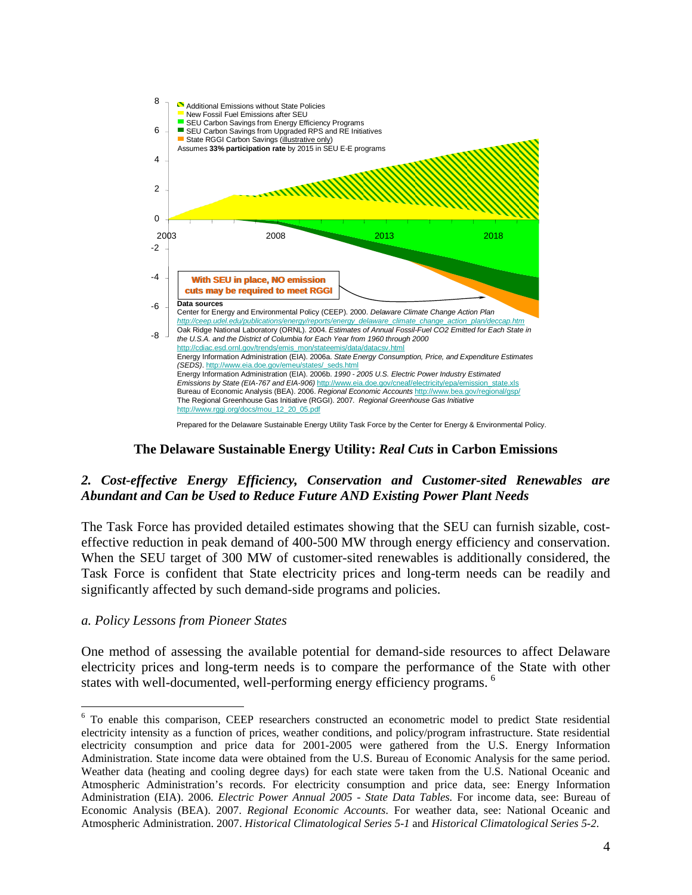8

6

4

2

0

-2

-4

-6

-8

2003

2008

2013

2018

Additional Emissions without State Policies

New Fossil Fuel Emissions after SEU

SEU Carbon Savings from Energy Efficiency Programs

SEU Carbon Savings from Upgraded RPS and RE Initiatives

State RGGI Carbon Savings (illustrative only)

Assumes **33% participation rate** by 2015 in SEU E-E programs

With SEU in place, NO emission cuts may be required to meet RGGI

**Data sources**

Center for Energy and Environmental Policy (CEEP). 2000. *Delaware Climate Change Action Plan* *http://ceep.udel.edu/publications/energy/reports/energy_delaware_climate_change_action_plan/deccap.htm*

Oak Ridge National Laboratory (ORNL). 2004. *Estimates of Annual Fossil-Fuel CO2 Emitted for Each State in the U.S.A. and the District of Columbia for Each Year from 1960 through 2000* http://cdiac.esd.ornl.gov/trends/emis_mon/stateemis/data/datacsv.html

Energy Information Administration (EIA). 2006a. *State Energy Consumption, Price, and Expenditure Estimates (SEDS).* http://www.eia.doe.gov/emeu/states/_seds.html

Energy Information Administration (EIA). 2006b. *1990 - 2005 U.S. Electric Power Industry Estimated Emissions by State (EIA-767 and EIA-906)* http://www.eia.doe.gov/cneaf/electricity/epa/emission_state.xls

Bureau of Economic Analysis (BEA). 2006. *Regional Economic Accounts* http://www.bea.gov/regional/gsp/

The Regional Greenhouse Gas Initiative (RGGI). 2007. *Regional Greenhouse Gas Initiative* http://www.rggi.org/docs/mou_12_20_05.pdf

Prepared for the Delaware Sustainable Energy Utility Task Force by the Center for Energy & Environmental Policy.

**The Delaware Sustainable Energy Utility: *Real Cuts* in Carbon Emissions**

### *2. Cost-effective Energy Efficiency, Conservation and Customer-sited Renewables are Abundant and Can be Used to Reduce Future AND Existing Power Plant Needs*

The Task Force has provided detailed estimates showing that the SEU can furnish sizable, cost-effective reduction in peak demand of 400-500 MW through energy efficiency and conservation. When the SEU target of 300 MW of customer-sited renewables is additionally considered, the Task Force is confident that State electricity prices and long-term needs can be readily and significantly affected by such demand-side programs and policies.

#### *a. Policy Lessons from Pioneer States*

One method of assessing the available potential for demand-side resources to affect Delaware electricity prices and long-term needs is to compare the performance of the State with other states with well-documented, well-performing energy efficiency programs. [6]

---

[6] To enable this comparison, CEEP researchers constructed an econometric model to predict State residential electricity intensity as a function of prices, weather conditions, and policy/program infrastructure. State residential electricity consumption and price data for 2001-2005 were gathered from the U.S. Energy Information Administration. State income data were obtained from the U.S. Bureau of Economic Analysis for the same period. Weather data (heating and cooling degree days) for each state were taken from the U.S. National Oceanic and Atmospheric Administration's records. For electricity consumption and price data, see: Energy Information Administration (EIA). 2006. *Electric Power Annual 2005 - State Data Tables.* For income data, see: Bureau of Economic Analysis (BEA). 2007. *Regional Economic Accounts.* For weather data, see: National Oceanic and Atmospheric Administration. 2007. *Historical Climatological Series 5-1* and *Historical Climatological Series 5-2.*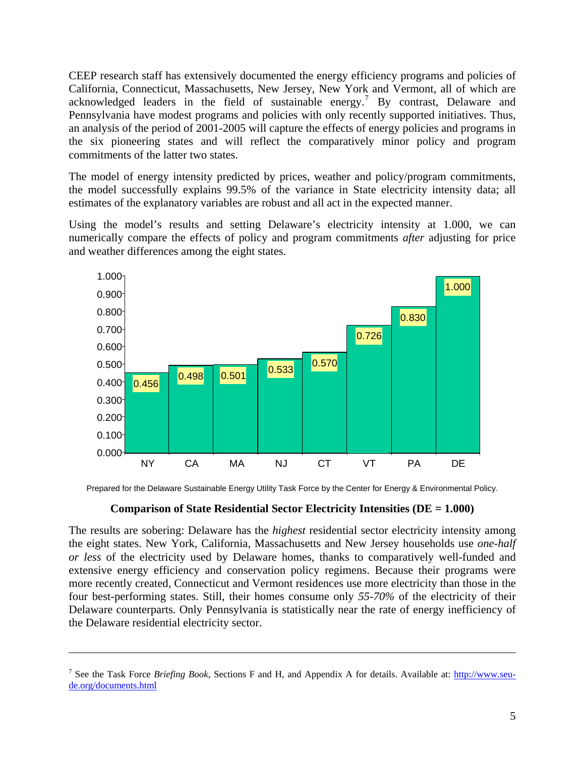CEEP research staff has extensively documented the energy efficiency programs and policies of California, Connecticut, Massachusetts, New Jersey, New York and Vermont, all of which are acknowledged leaders in the field of sustainable energy.[7] By contrast, Delaware and Pennsylvania have modest programs and policies with only recently supported initiatives. Thus, an analysis of the period of 2001-2005 will capture the effects of energy policies and programs in the six pioneering states and will reflect the comparatively minor policy and program commitments of the latter two states.

The model of energy intensity predicted by prices, weather and policy/program commitments, the model successfully explains 99.5% of the variance in State electricity intensity data; all estimates of the explanatory variables are robust and all act in the expected manner.

Using the model's results and setting Delaware's electricity intensity at 1.000, we can numerically compare the effects of policy and program commitments *after* adjusting for price and weather differences among the eight states.

1.000
0.900
0.800
0.700
0.600
0.500
0.400
0.300
0.200
0.100
0.000

0.456
0.498
0.501
0.533
0.570
0.726
0.830
1.000

NY CA MA NJ CT VT PA DE

Prepared for the Delaware Sustainable Energy Utility Task Force by the Center for Energy & Environmental Policy.

**Comparison of State Residential Sector Electricity Intensities (DE = 1.000)**

The results are sobering: Delaware has the *highest* residential sector electricity intensity among the eight states. New York, California, Massachusetts and New Jersey households use *one-half or less* of the electricity used by Delaware homes, thanks to comparatively well-funded and extensive energy efficiency and conservation policy regimens. Because their programs were more recently created, Connecticut and Vermont residences use more electricity than those in the four best-performing states. Still, their homes consume only *55-70%* of the electricity of their Delaware counterparts. Only Pennsylvania is statistically near the rate of energy inefficiency of the Delaware residential electricity sector.

---

[7] See the Task Force *Briefing Book*, Sections F and H, and Appendix A for details. Available at: http://www.seu-de.org/documents.html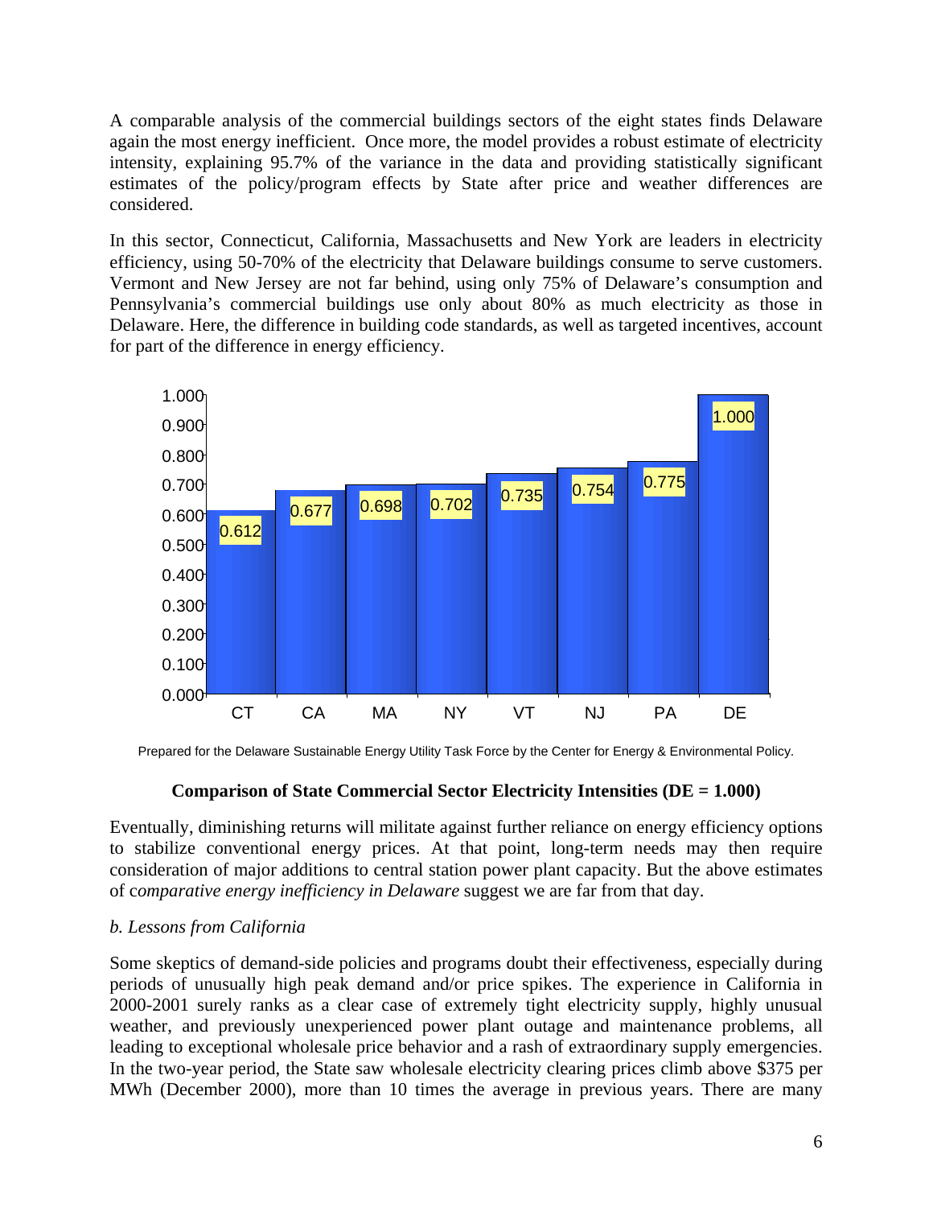A comparable analysis of the commercial buildings sectors of the eight states finds Delaware again the most energy inefficient. Once more, the model provides a robust estimate of electricity intensity, explaining 95.7% of the variance in the data and providing statistically significant estimates of the policy/program effects by State after price and weather differences are considered.

In this sector, Connecticut, California, Massachusetts and New York are leaders in electricity efficiency, using 50-70% of the electricity that Delaware buildings consume to serve customers. Vermont and New Jersey are not far behind, using only 75% of Delaware's consumption and Pennsylvania's commercial buildings use only about 80% as much electricity as those in Delaware. Here, the difference in building code standards, as well as targeted incentives, account for part of the difference in energy efficiency.

1.000
0.900
0.800
0.700
0.600
0.500
0.400
0.300
0.200
0.100
0.000

0.612
0.677
0.698
0.702
0.735
0.754
0.775
1.000

CT CA MA NY VT NJ PA DE

Prepared for the Delaware Sustainable Energy Utility Task Force by the Center for Energy & Environmental Policy.

**Comparison of State Commercial Sector Electricity Intensities (DE = 1.000)**

Eventually, diminishing returns will militate against further reliance on energy efficiency options to stabilize conventional energy prices. At that point, long-term needs may then require consideration of major additions to central station power plant capacity. But the above estimates of c*omparative energy inefficiency in Delaware* suggest we are far from that day.

*b. Lessons from California*

Some skeptics of demand-side policies and programs doubt their effectiveness, especially during periods of unusually high peak demand and/or price spikes. The experience in California in 2000-2001 surely ranks as a clear case of extremely tight electricity supply, highly unusual weather, and previously unexperienced power plant outage and maintenance problems, all leading to exceptional wholesale price behavior and a rash of extraordinary supply emergencies. In the two-year period, the State saw wholesale electricity clearing prices climb above $375 per MWh (December 2000), more than 10 times the average in previous years. There are many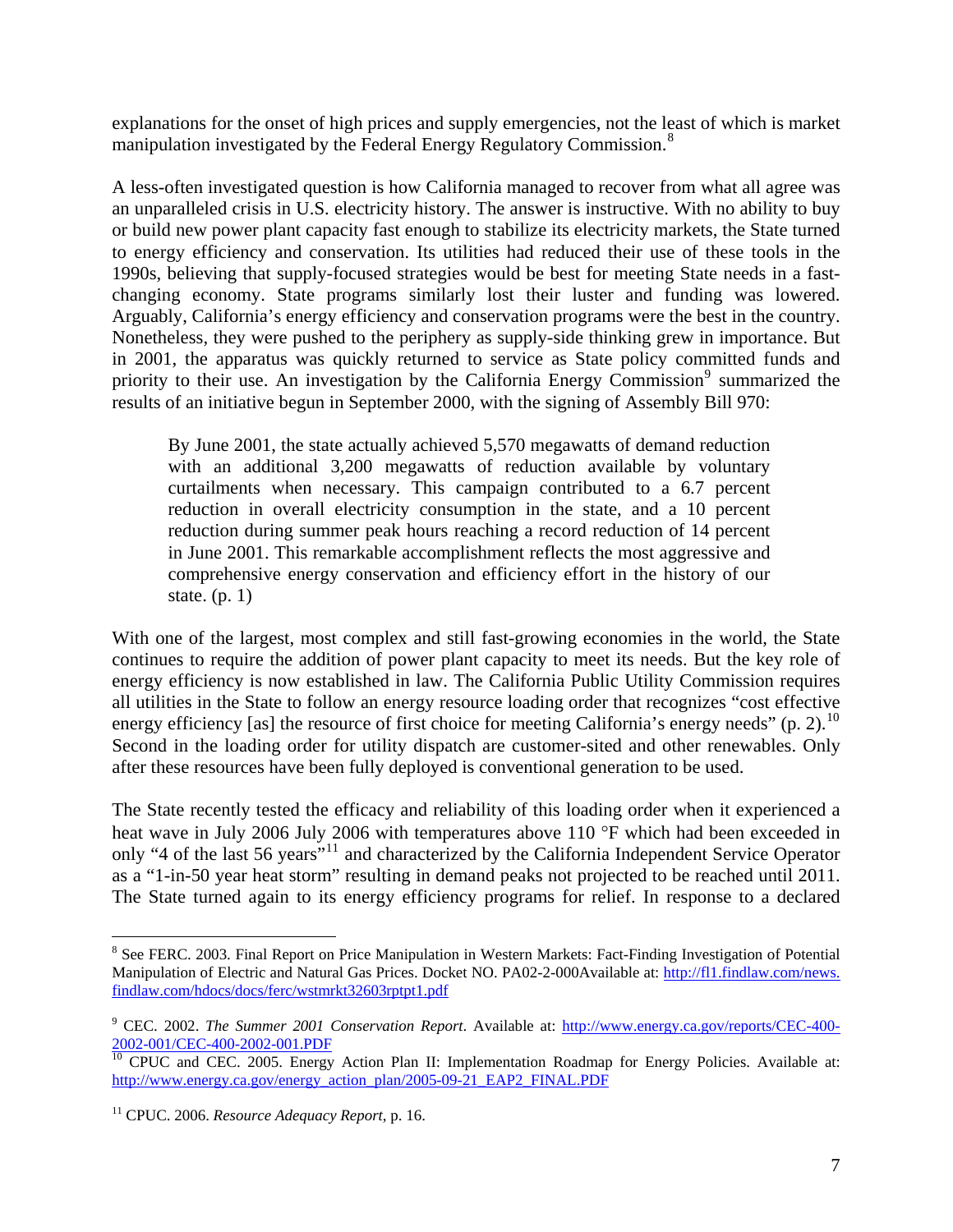explanations for the onset of high prices and supply emergencies, not the least of which is market manipulation investigated by the Federal Energy Regulatory Commission.[8]

A less-often investigated question is how California managed to recover from what all agree was an unparalleled crisis in U.S. electricity history. The answer is instructive. With no ability to buy or build new power plant capacity fast enough to stabilize its electricity markets, the State turned to energy efficiency and conservation. Its utilities had reduced their use of these tools in the 1990s, believing that supply-focused strategies would be best for meeting State needs in a fast-changing economy. State programs similarly lost their luster and funding was lowered. Arguably, California's energy efficiency and conservation programs were the best in the country. Nonetheless, they were pushed to the periphery as supply-side thinking grew in importance. But in 2001, the apparatus was quickly returned to service as State policy committed funds and priority to their use. An investigation by the California Energy Commission[9] summarized the results of an initiative begun in September 2000, with the signing of Assembly Bill 970:

> By June 2001, the state actually achieved 5,570 megawatts of demand reduction with an additional 3,200 megawatts of reduction available by voluntary curtailments when necessary. This campaign contributed to a 6.7 percent reduction in overall electricity consumption in the state, and a 10 percent reduction during summer peak hours reaching a record reduction of 14 percent in June 2001. This remarkable accomplishment reflects the most aggressive and comprehensive energy conservation and efficiency effort in the history of our state. (p. 1)

With one of the largest, most complex and still fast-growing economies in the world, the State continues to require the addition of power plant capacity to meet its needs. But the key role of energy efficiency is now established in law. The California Public Utility Commission requires all utilities in the State to follow an energy resource loading order that recognizes "cost effective energy efficiency [as] the resource of first choice for meeting California's energy needs" (p. 2).[10] Second in the loading order for utility dispatch are customer-sited and other renewables. Only after these resources have been fully deployed is conventional generation to be used.

The State recently tested the efficacy and reliability of this loading order when it experienced a heat wave in July 2006 July 2006 with temperatures above 110 °F which had been exceeded in only "4 of the last 56 years"[11] and characterized by the California Independent Service Operator as a "1-in-50 year heat storm" resulting in demand peaks not projected to be reached until 2011. The State turned again to its energy efficiency programs for relief. In response to a declared

---

[8] See FERC. 2003. Final Report on Price Manipulation in Western Markets: Fact-Finding Investigation of Potential Manipulation of Electric and Natural Gas Prices. Docket NO. PA02-2-000Available at: http://fl1.findlaw.com/news.findlaw.com/hdocs/docs/ferc/wstmrkt32603rptpt1.pdf

[9] CEC. 2002. *The Summer 2001 Conservation Report*. Available at: http://www.energy.ca.gov/reports/CEC-400-2002-001/CEC-400-2002-001.PDF

[10] CPUC and CEC. 2005. Energy Action Plan II: Implementation Roadmap for Energy Policies. Available at: http://www.energy.ca.gov/energy_action_plan/2005-09-21_EAP2_FINAL.PDF

[11] CPUC. 2006. *Resource Adequacy Report*, p. 16.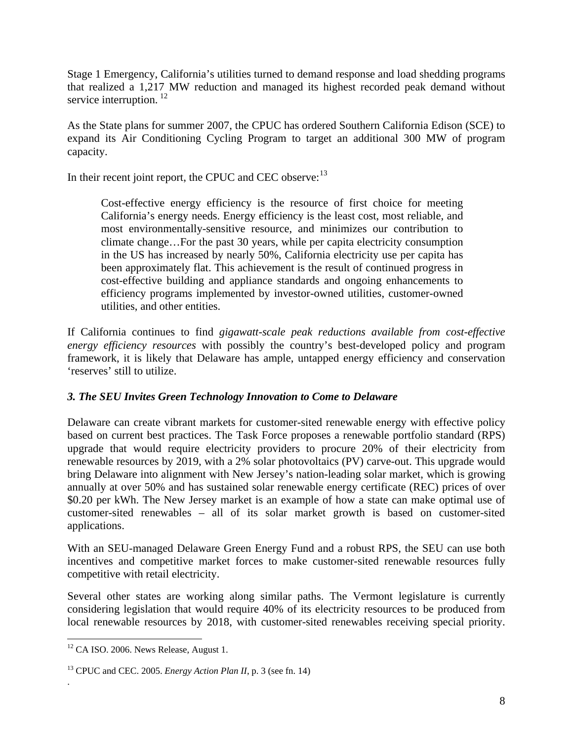Stage 1 Emergency, California's utilities turned to demand response and load shedding programs that realized a 1,217 MW reduction and managed its highest recorded peak demand without service interruption. [12]

As the State plans for summer 2007, the CPUC has ordered Southern California Edison (SCE) to expand its Air Conditioning Cycling Program to target an additional 300 MW of program capacity.

In their recent joint report, the CPUC and CEC observe:[13]

> Cost-effective energy efficiency is the resource of first choice for meeting California's energy needs. Energy efficiency is the least cost, most reliable, and most environmentally-sensitive resource, and minimizes our contribution to climate change…For the past 30 years, while per capita electricity consumption in the US has increased by nearly 50%, California electricity use per capita has been approximately flat. This achievement is the result of continued progress in cost-effective building and appliance standards and ongoing enhancements to efficiency programs implemented by investor-owned utilities, customer-owned utilities, and other entities.

If California continues to find *gigawatt-scale peak reductions available from cost-effective energy efficiency resources* with possibly the country's best-developed policy and program framework, it is likely that Delaware has ample, untapped energy efficiency and conservation 'reserves' still to utilize.

### *3. The SEU Invites Green Technology Innovation to Come to Delaware*

Delaware can create vibrant markets for customer-sited renewable energy with effective policy based on current best practices. The Task Force proposes a renewable portfolio standard (RPS) upgrade that would require electricity providers to procure 20% of their electricity from renewable resources by 2019, with a 2% solar photovoltaics (PV) carve-out. This upgrade would bring Delaware into alignment with New Jersey's nation-leading solar market, which is growing annually at over 50% and has sustained solar renewable energy certificate (REC) prices of over \$0.20 per kWh. The New Jersey market is an example of how a state can make optimal use of customer-sited renewables – all of its solar market growth is based on customer-sited applications.

With an SEU-managed Delaware Green Energy Fund and a robust RPS, the SEU can use both incentives and competitive market forces to make customer-sited renewable resources fully competitive with retail electricity.

Several other states are working along similar paths. The Vermont legislature is currently considering legislation that would require 40% of its electricity resources to be produced from local renewable resources by 2018, with customer-sited renewables receiving special priority.

---

[12] CA ISO. 2006. News Release, August 1.

[13] CPUC and CEC. 2005. *Energy Action Plan II*, p. 3 (see fn. 14)

.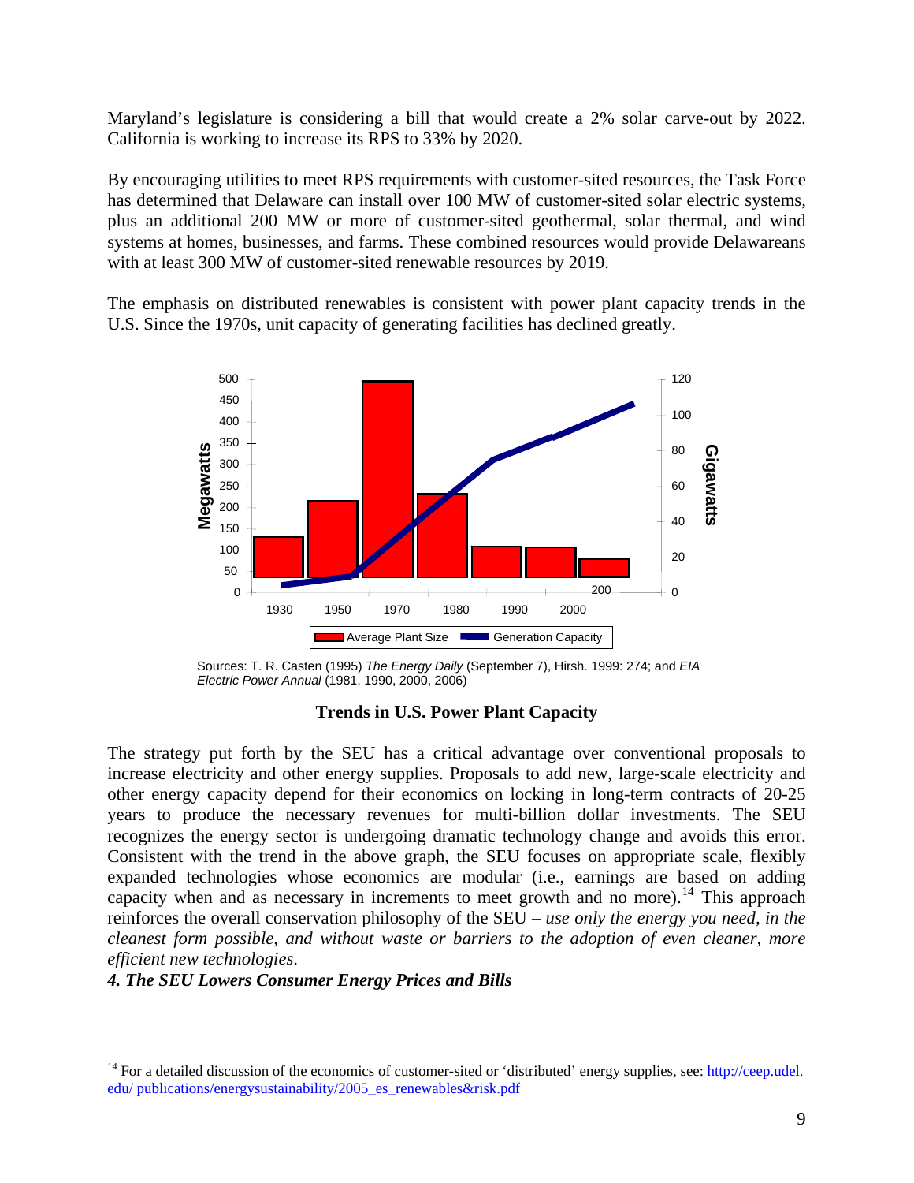Maryland's legislature is considering a bill that would create a 2% solar carve-out by 2022. California is working to increase its RPS to 33% by 2020.

By encouraging utilities to meet RPS requirements with customer-sited resources, the Task Force has determined that Delaware can install over 100 MW of customer-sited solar electric systems, plus an additional 200 MW or more of customer-sited geothermal, solar thermal, and wind systems at homes, businesses, and farms. These combined resources would provide Delawareans with at least 300 MW of customer-sited renewable resources by 2019.

The emphasis on distributed renewables is consistent with power plant capacity trends in the U.S. Since the 1970s, unit capacity of generating facilities has declined greatly.

Megawatts
500
450
400
350
300
250
200
150
100
50
0

Gigawatts
120
100
80
60
40
20
0

1930
1950
1970
1980
1990
2000
200

Average Plant Size
Generation Capacity

Sources: T. R. Casten (1995) *The Energy Daily* (September 7), Hirsh. 1999: 274; and *EIA Electric Power Annual* (1981, 1990, 2000, 2006)

**Trends in U.S. Power Plant Capacity**

The strategy put forth by the SEU has a critical advantage over conventional proposals to increase electricity and other energy supplies. Proposals to add new, large-scale electricity and other energy capacity depend for their economics on locking in long-term contracts of 20-25 years to produce the necessary revenues for multi-billion dollar investments. The SEU recognizes the energy sector is undergoing dramatic technology change and avoids this error. Consistent with the trend in the above graph, the SEU focuses on appropriate scale, flexibly expanded technologies whose economics are modular (i.e., earnings are based on adding capacity when and as necessary in increments to meet growth and no more).[14] This approach reinforces the overall conservation philosophy of the SEU – *use only the energy you need, in the cleanest form possible, and without waste or barriers to the adoption of even cleaner, more efficient new technologies*.

***4. The SEU Lowers Consumer Energy Prices and Bills***

[14] For a detailed discussion of the economics of customer-sited or 'distributed' energy supplies, see: http://ceep.udel.edu/ publications/energysustainability/2005_es_renewables&risk.pdf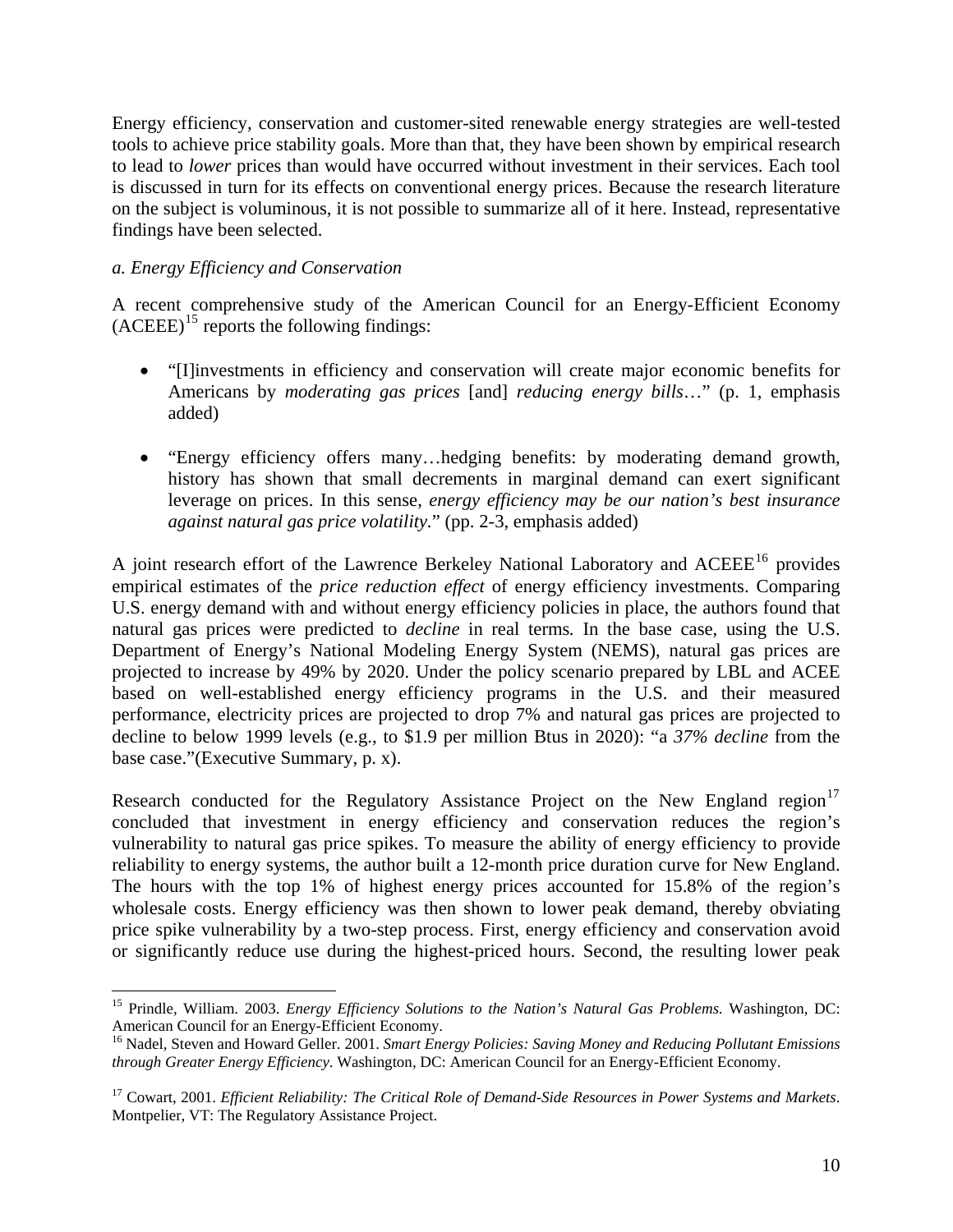Energy efficiency, conservation and customer-sited renewable energy strategies are well-tested tools to achieve price stability goals. More than that, they have been shown by empirical research to lead to *lower* prices than would have occurred without investment in their services. Each tool is discussed in turn for its effects on conventional energy prices. Because the research literature on the subject is voluminous, it is not possible to summarize all of it here. Instead, representative findings have been selected.

*a. Energy Efficiency and Conservation*

A recent comprehensive study of the American Council for an Energy-Efficient Economy (ACEEE)[15] reports the following findings:

- "[I]investments in efficiency and conservation will create major economic benefits for Americans by *moderating gas prices* [and] *reducing energy bills*…" (p. 1, emphasis added)

- "Energy efficiency offers many…hedging benefits: by moderating demand growth, history has shown that small decrements in marginal demand can exert significant leverage on prices. In this sense, *energy efficiency may be our nation's best insurance against natural gas price volatility*." (pp. 2-3, emphasis added)

A joint research effort of the Lawrence Berkeley National Laboratory and ACEEE[16] provides empirical estimates of the *price reduction effect* of energy efficiency investments. Comparing U.S. energy demand with and without energy efficiency policies in place, the authors found that natural gas prices were predicted to *decline* in real terms. In the base case, using the U.S. Department of Energy's National Modeling Energy System (NEMS), natural gas prices are projected to increase by 49% by 2020. Under the policy scenario prepared by LBL and ACEE based on well-established energy efficiency programs in the U.S. and their measured performance, electricity prices are projected to drop 7% and natural gas prices are projected to decline to below 1999 levels (e.g., to $1.9 per million Btus in 2020): "a *37% decline* from the base case."(Executive Summary, p. x).

Research conducted for the Regulatory Assistance Project on the New England region[17] concluded that investment in energy efficiency and conservation reduces the region's vulnerability to natural gas price spikes. To measure the ability of energy efficiency to provide reliability to energy systems, the author built a 12-month price duration curve for New England. The hours with the top 1% of highest energy prices accounted for 15.8% of the region's wholesale costs. Energy efficiency was then shown to lower peak demand, thereby obviating price spike vulnerability by a two-step process. First, energy efficiency and conservation avoid or significantly reduce use during the highest-priced hours. Second, the resulting lower peak

---

[15] Prindle, William. 2003. *Energy Efficiency Solutions to the Nation's Natural Gas Problems.* Washington, DC: American Council for an Energy-Efficient Economy.

[16] Nadel, Steven and Howard Geller. 2001. *Smart Energy Policies: Saving Money and Reducing Pollutant Emissions through Greater Energy Efficiency*. Washington, DC: American Council for an Energy-Efficient Economy.

[17] Cowart, 2001. *Efficient Reliability: The Critical Role of Demand-Side Resources in Power Systems and Markets*. Montpelier, VT: The Regulatory Assistance Project.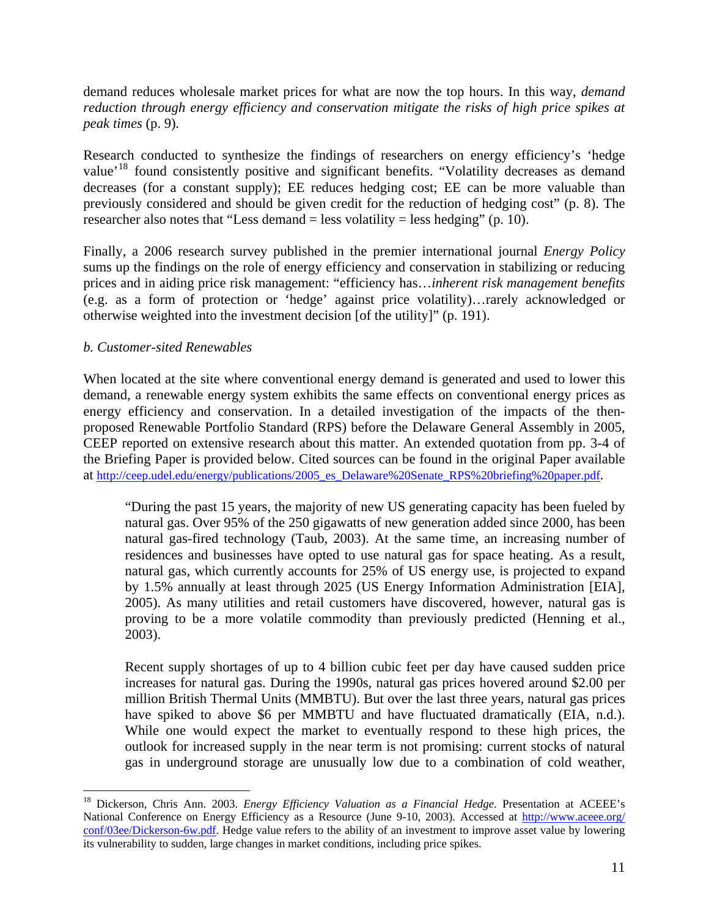demand reduces wholesale market prices for what are now the top hours. In this way, *demand reduction through energy efficiency and conservation mitigate the risks of high price spikes at peak times* (p. 9).

Research conducted to synthesize the findings of researchers on energy efficiency's 'hedge value'[18] found consistently positive and significant benefits. "Volatility decreases as demand decreases (for a constant supply); EE reduces hedging cost; EE can be more valuable than previously considered and should be given credit for the reduction of hedging cost" (p. 8). The researcher also notes that "Less demand = less volatility = less hedging" (p. 10).

Finally, a 2006 research survey published in the premier international journal *Energy Policy* sums up the findings on the role of energy efficiency and conservation in stabilizing or reducing prices and in aiding price risk management: "efficiency has…*inherent risk management benefits* (e.g. as a form of protection or 'hedge' against price volatility)…rarely acknowledged or otherwise weighted into the investment decision [of the utility]" (p. 191).

*b. Customer-sited Renewables*

When located at the site where conventional energy demand is generated and used to lower this demand, a renewable energy system exhibits the same effects on conventional energy prices as energy efficiency and conservation. In a detailed investigation of the impacts of the then-proposed Renewable Portfolio Standard (RPS) before the Delaware General Assembly in 2005, CEEP reported on extensive research about this matter. An extended quotation from pp. 3-4 of the Briefing Paper is provided below. Cited sources can be found in the original Paper available at http://ceep.udel.edu/energy/publications/2005_es_Delaware%20Senate_RPS%20briefing%20paper.pdf.

> "During the past 15 years, the majority of new US generating capacity has been fueled by natural gas. Over 95% of the 250 gigawatts of new generation added since 2000, has been natural gas-fired technology (Taub, 2003). At the same time, an increasing number of residences and businesses have opted to use natural gas for space heating. As a result, natural gas, which currently accounts for 25% of US energy use, is projected to expand by 1.5% annually at least through 2025 (US Energy Information Administration [EIA], 2005). As many utilities and retail customers have discovered, however, natural gas is proving to be a more volatile commodity than previously predicted (Henning et al., 2003).
>
> Recent supply shortages of up to 4 billion cubic feet per day have caused sudden price increases for natural gas. During the 1990s, natural gas prices hovered around $2.00 per million British Thermal Units (MMBTU). But over the last three years, natural gas prices have spiked to above $6 per MMBTU and have fluctuated dramatically (EIA, n.d.). While one would expect the market to eventually respond to these high prices, the outlook for increased supply in the near term is not promising: current stocks of natural gas in underground storage are unusually low due to a combination of cold weather,

---

[18] Dickerson, Chris Ann. 2003. *Energy Efficiency Valuation as a Financial Hedge*. Presentation at ACEEE's National Conference on Energy Efficiency as a Resource (June 9-10, 2003). Accessed at http://www.aceee.org/conf/03ee/Dickerson-6w.pdf. Hedge value refers to the ability of an investment to improve asset value by lowering its vulnerability to sudden, large changes in market conditions, including price spikes.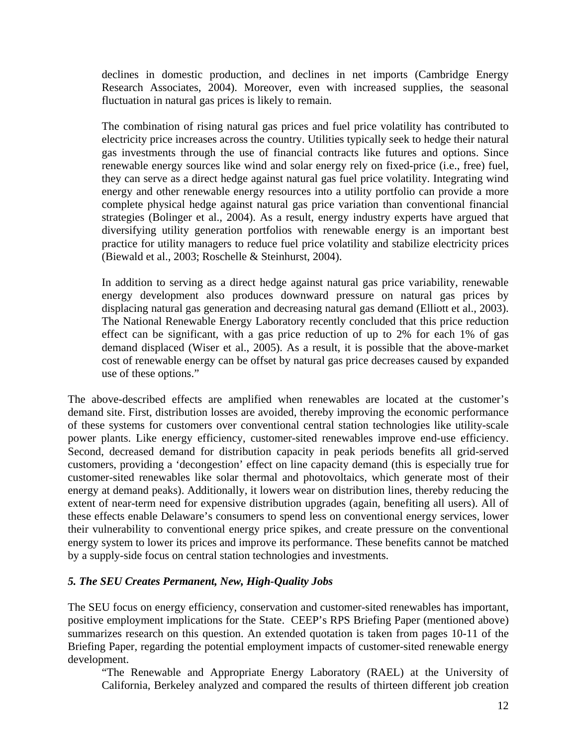declines in domestic production, and declines in net imports (Cambridge Energy Research Associates, 2004). Moreover, even with increased supplies, the seasonal fluctuation in natural gas prices is likely to remain.

> The combination of rising natural gas prices and fuel price volatility has contributed to electricity price increases across the country. Utilities typically seek to hedge their natural gas investments through the use of financial contracts like futures and options. Since renewable energy sources like wind and solar energy rely on fixed-price (i.e., free) fuel, they can serve as a direct hedge against natural gas fuel price volatility. Integrating wind energy and other renewable energy resources into a utility portfolio can provide a more complete physical hedge against natural gas price variation than conventional financial strategies (Bolinger et al., 2004). As a result, energy industry experts have argued that diversifying utility generation portfolios with renewable energy is an important best practice for utility managers to reduce fuel price volatility and stabilize electricity prices (Biewald et al., 2003; Roschelle & Steinhurst, 2004).
>
> In addition to serving as a direct hedge against natural gas price variability, renewable energy development also produces downward pressure on natural gas prices by displacing natural gas generation and decreasing natural gas demand (Elliott et al., 2003). The National Renewable Energy Laboratory recently concluded that this price reduction effect can be significant, with a gas price reduction of up to 2% for each 1% of gas demand displaced (Wiser et al., 2005). As a result, it is possible that the above-market cost of renewable energy can be offset by natural gas price decreases caused by expanded use of these options."

The above-described effects are amplified when renewables are located at the customer's demand site. First, distribution losses are avoided, thereby improving the economic performance of these systems for customers over conventional central station technologies like utility-scale power plants. Like energy efficiency, customer-sited renewables improve end-use efficiency. Second, decreased demand for distribution capacity in peak periods benefits all grid-served customers, providing a 'decongestion' effect on line capacity demand (this is especially true for customer-sited renewables like solar thermal and photovoltaics, which generate most of their energy at demand peaks). Additionally, it lowers wear on distribution lines, thereby reducing the extent of near-term need for expensive distribution upgrades (again, benefiting all users). All of these effects enable Delaware's consumers to spend less on conventional energy services, lower their vulnerability to conventional energy price spikes, and create pressure on the conventional energy system to lower its prices and improve its performance. These benefits cannot be matched by a supply-side focus on central station technologies and investments.

### *5. The SEU Creates Permanent, New, High-Quality Jobs*

The SEU focus on energy efficiency, conservation and customer-sited renewables has important, positive employment implications for the State. CEEP's RPS Briefing Paper (mentioned above) summarizes research on this question. An extended quotation is taken from pages 10-11 of the Briefing Paper, regarding the potential employment impacts of customer-sited renewable energy development.

> "The Renewable and Appropriate Energy Laboratory (RAEL) at the University of California, Berkeley analyzed and compared the results of thirteen different job creation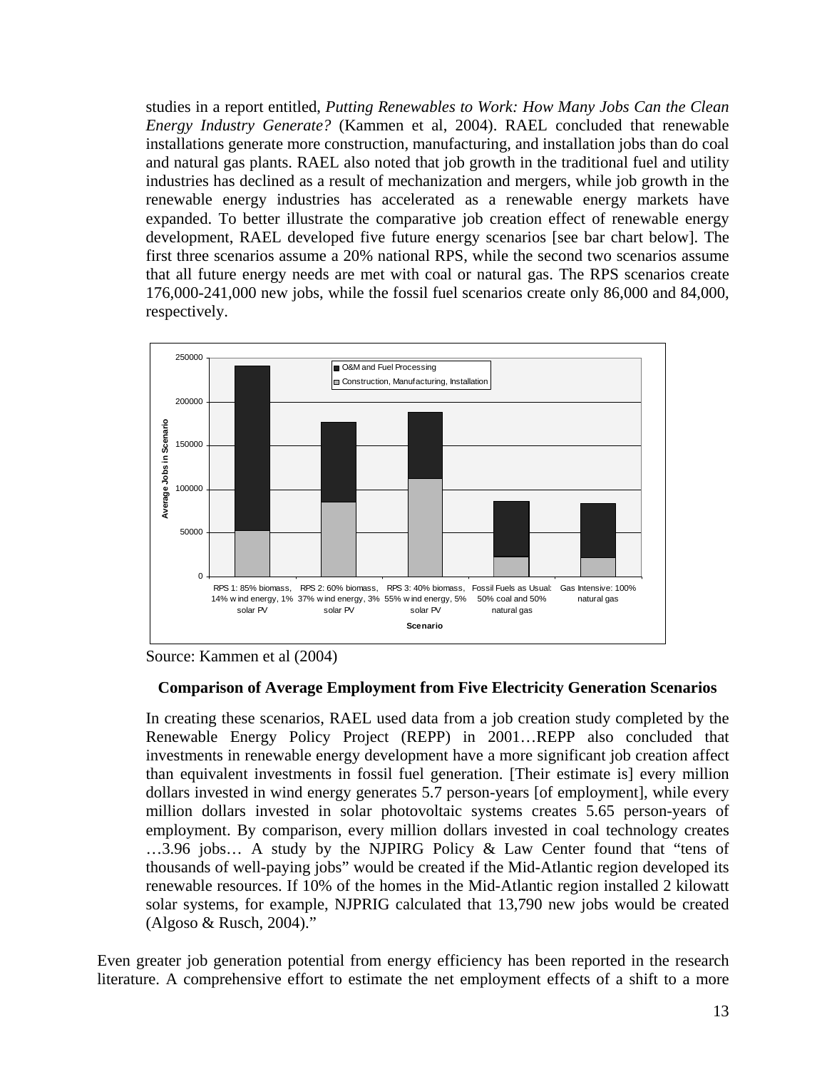studies in a report entitled, *Putting Renewables to Work: How Many Jobs Can the Clean Energy Industry Generate?* (Kammen et al, 2004). RAEL concluded that renewable installations generate more construction, manufacturing, and installation jobs than do coal and natural gas plants. RAEL also noted that job growth in the traditional fuel and utility industries has declined as a result of mechanization and mergers, while job growth in the renewable energy industries has accelerated as a renewable energy markets have expanded. To better illustrate the comparative job creation effect of renewable energy development, RAEL developed five future energy scenarios [see bar chart below]. The first three scenarios assume a 20% national RPS, while the second two scenarios assume that all future energy needs are met with coal or natural gas. The RPS scenarios create 176,000-241,000 new jobs, while the fossil fuel scenarios create only 86,000 and 84,000, respectively.

250000
200000
150000
100000
50000
0

Average Jobs in Scenario

O&M and Fuel Processing
Construction, Manufacturing, Installation

RPS 1: 85% biomass, 14% wind energy, 1% solar PV
RPS 2: 60% biomass, 37% wind energy, 3% solar PV
RPS 3: 40% biomass, 55% wind energy, 5% solar PV
Fossil Fuels as Usual: 50% coal and 50% natural gas
Gas Intensive: 100% natural gas

Scenario

Source: Kammen et al (2004)

**Comparison of Average Employment from Five Electricity Generation Scenarios**

In creating these scenarios, RAEL used data from a job creation study completed by the Renewable Energy Policy Project (REPP) in 2001…REPP also concluded that investments in renewable energy development have a more significant job creation affect than equivalent investments in fossil fuel generation. [Their estimate is] every million dollars invested in wind energy generates 5.7 person-years [of employment], while every million dollars invested in solar photovoltaic systems creates 5.65 person-years of employment. By comparison, every million dollars invested in coal technology creates …3.96 jobs… A study by the NJPIRG Policy & Law Center found that "tens of thousands of well-paying jobs" would be created if the Mid-Atlantic region developed its renewable resources. If 10% of the homes in the Mid-Atlantic region installed 2 kilowatt solar systems, for example, NJPRIG calculated that 13,790 new jobs would be created (Algoso & Rusch, 2004)."

Even greater job generation potential from energy efficiency has been reported in the research literature. A comprehensive effort to estimate the net employment effects of a shift to a more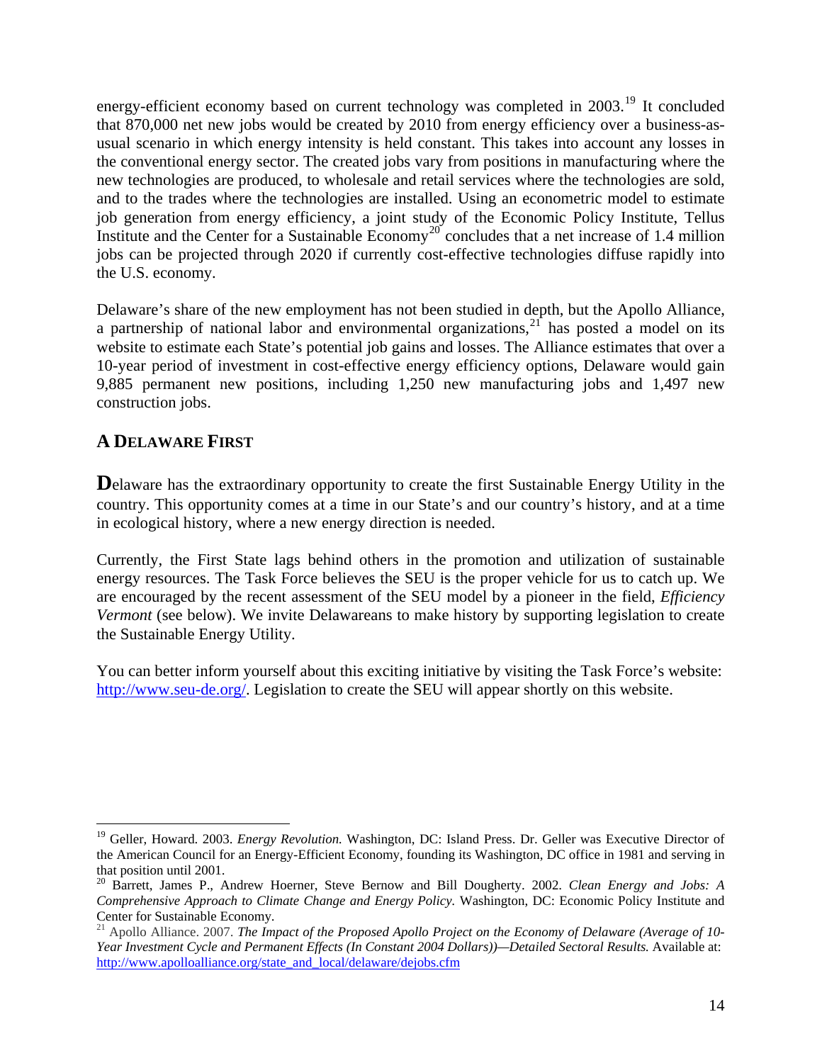energy-efficient economy based on current technology was completed in 2003.[19] It concluded that 870,000 net new jobs would be created by 2010 from energy efficiency over a business-as-usual scenario in which energy intensity is held constant. This takes into account any losses in the conventional energy sector. The created jobs vary from positions in manufacturing where the new technologies are produced, to wholesale and retail services where the technologies are sold, and to the trades where the technologies are installed. Using an econometric model to estimate job generation from energy efficiency, a joint study of the Economic Policy Institute, Tellus Institute and the Center for a Sustainable Economy[20] concludes that a net increase of 1.4 million jobs can be projected through 2020 if currently cost-effective technologies diffuse rapidly into the U.S. economy.

Delaware's share of the new employment has not been studied in depth, but the Apollo Alliance, a partnership of national labor and environmental organizations,[21] has posted a model on its website to estimate each State's potential job gains and losses. The Alliance estimates that over a 10-year period of investment in cost-effective energy efficiency options, Delaware would gain 9,885 permanent new positions, including 1,250 new manufacturing jobs and 1,497 new construction jobs.

## A Delaware First

**D**elaware has the extraordinary opportunity to create the first Sustainable Energy Utility in the country. This opportunity comes at a time in our State's and our country's history, and at a time in ecological history, where a new energy direction is needed.

Currently, the First State lags behind others in the promotion and utilization of sustainable energy resources. The Task Force believes the SEU is the proper vehicle for us to catch up. We are encouraged by the recent assessment of the SEU model by a pioneer in the field, *Efficiency Vermont* (see below). We invite Delawareans to make history by supporting legislation to create the Sustainable Energy Utility.

You can better inform yourself about this exciting initiative by visiting the Task Force's website: http://www.seu-de.org/. Legislation to create the SEU will appear shortly on this website.

---

[19] Geller, Howard. 2003. *Energy Revolution.* Washington, DC: Island Press. Dr. Geller was Executive Director of the American Council for an Energy-Efficient Economy, founding its Washington, DC office in 1981 and serving in that position until 2001.

[20] Barrett, James P., Andrew Hoerner, Steve Bernow and Bill Dougherty. 2002. *Clean Energy and Jobs: A Comprehensive Approach to Climate Change and Energy Policy.* Washington, DC: Economic Policy Institute and Center for Sustainable Economy.

[21] Apollo Alliance. 2007. *The Impact of the Proposed Apollo Project on the Economy of Delaware (Average of 10-Year Investment Cycle and Permanent Effects (In Constant 2004 Dollars))—Detailed Sectoral Results.* Available at: http://www.apolloalliance.org/state_and_local/delaware/dejobs.cfm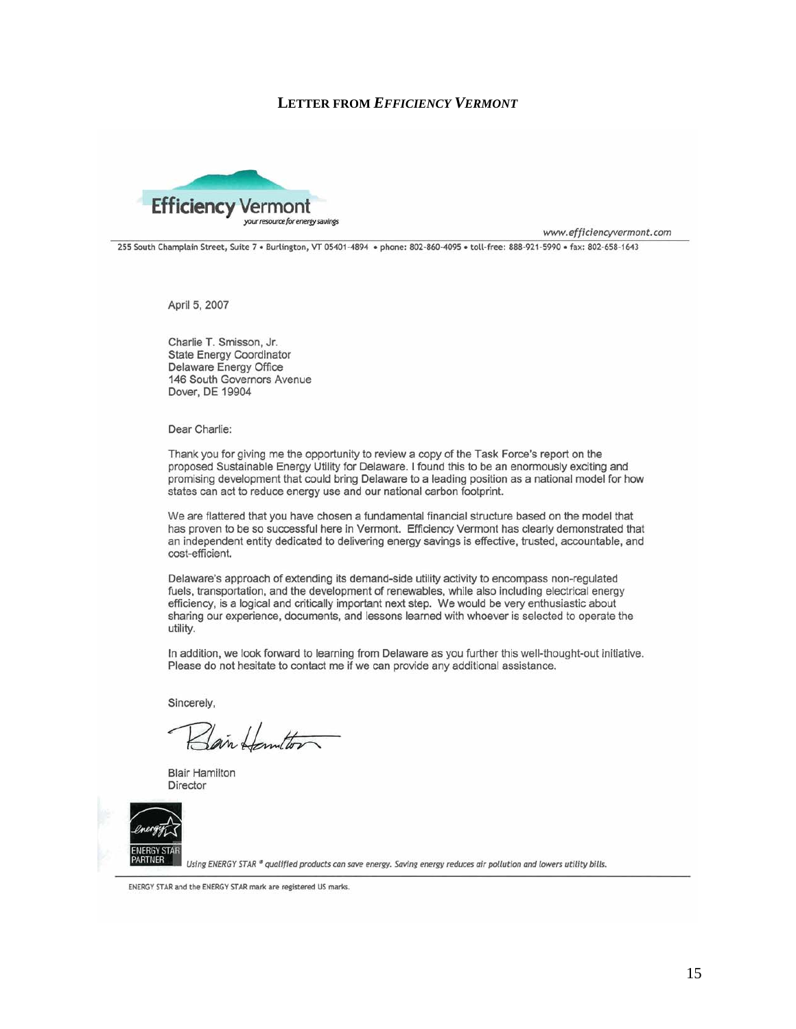**LETTER FROM *EFFICIENCY VERMONT***

**Efficiency Vermont**
*your resource for energy savings*

*www.efficiencyvermont.com*

255 South Champlain Street, Suite 7 • Burlington, VT 05401-4894 • phone: 802-860-4095 • toll-free: 888-921-5990 • fax: 802-658-1643

April 5, 2007

Charlie T. Smisson, Jr.
State Energy Coordinator
Delaware Energy Office
146 South Governors Avenue
Dover, DE 19904

Dear Charlie:

Thank you for giving me the opportunity to review a copy of the Task Force's report on the proposed Sustainable Energy Utility for Delaware. I found this to be an enormously exciting and promising development that could bring Delaware to a leading position as a national model for how states can act to reduce energy use and our national carbon footprint.

We are flattered that you have chosen a fundamental financial structure based on the model that has proven to be so successful here in Vermont. Efficiency Vermont has clearly demonstrated that an independent entity dedicated to delivering energy savings is effective, trusted, accountable, and cost-efficient.

Delaware's approach of extending its demand-side utility activity to encompass non-regulated fuels, transportation, and the development of renewables, while also including electrical energy efficiency, is a logical and critically important next step. We would be very enthusiastic about sharing our experience, documents, and lessons learned with whoever is selected to operate the utility.

In addition, we look forward to learning from Delaware as you further this well-thought-out initiative. Please do not hesitate to contact me if we can provide any additional assistance.

Sincerely,

Blair Hamilton

Blair Hamilton
Director

ENERGY STAR PARTNER

*Using ENERGY STAR ® qualified products can save energy. Saving energy reduces air pollution and lowers utility bills.*

ENERGY STAR and the ENERGY STAR mark are registered US marks.